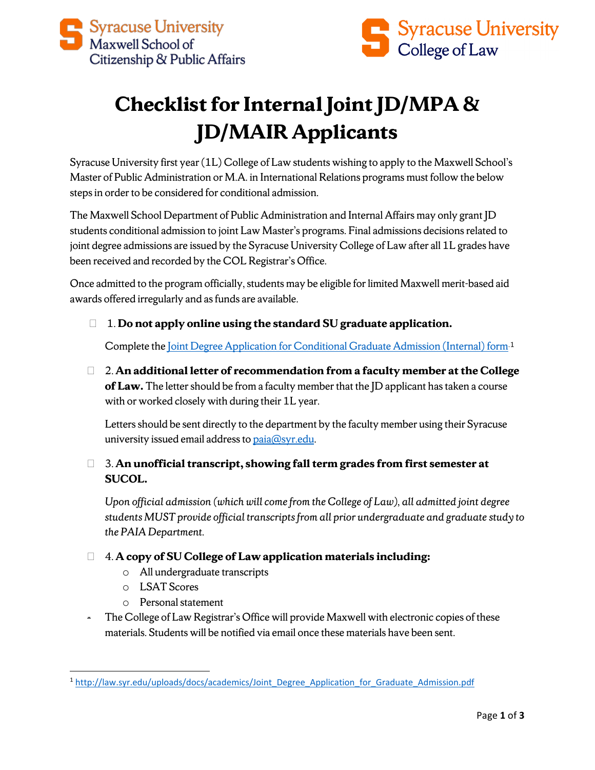Syracuse University Maxwell School of Citizenship & Public Affairs

Syracuse University College of Law

# Checklist for Internal Joint JD/MPA & JD/MAIR Applicants

Syracuse University first year (1L) College of Law students wishing to apply to the Maxwell School's Master of Public Administration or M.A. in International Relations programs must follow the below steps in order to be considered for conditional admission.

The Maxwell School Department of Public Administration and Internal Affairs may only grant JD students conditional admission to joint Law Master's programs. Final admissions decisions related to joint degree admissions are issued by the Syracuse University College of Law after all 1L grades have been received and recorded by the COL Registrar's Office.

Once admitted to the program officially, students may be eligible for limited Maxwell merit-based aid awards offered irregularly and as funds are available.

- ☐ 1. **Do not apply online using the standard SU graduate application.**

  Complete the [Joint Degree Application for Conditional Graduate Admission (Internal) form](http://law.syr.edu/uploads/docs/academics/Joint_Degree_Application_for_Graduate_Admission.pdf).[1]

- ☐ 2. **An additional letter of recommendation from a faculty member at the College of Law.** The letter should be from a faculty member that the JD applicant has taken a course with or worked closely with during their 1L year.

  Letters should be sent directly to the department by the faculty member using their Syracuse university issued email address to paia@syr.edu.

- ☐ 3. **An unofficial transcript, showing fall term grades from first semester at SUCOL.**

  *Upon official admission (which will come from the College of Law), all admitted joint degree students MUST provide official transcripts from all prior undergraduate and graduate study to the PAIA Department.*

- ☐ 4. **A copy of SU College of Law application materials including:**
  - All undergraduate transcripts
  - LSAT Scores
  - Personal statement

- The College of Law Registrar's Office will provide Maxwell with electronic copies of these materials. Students will be notified via email once these materials have been sent.

---

[1] http://law.syr.edu/uploads/docs/academics/Joint_Degree_Application_for_Graduate_Admission.pdf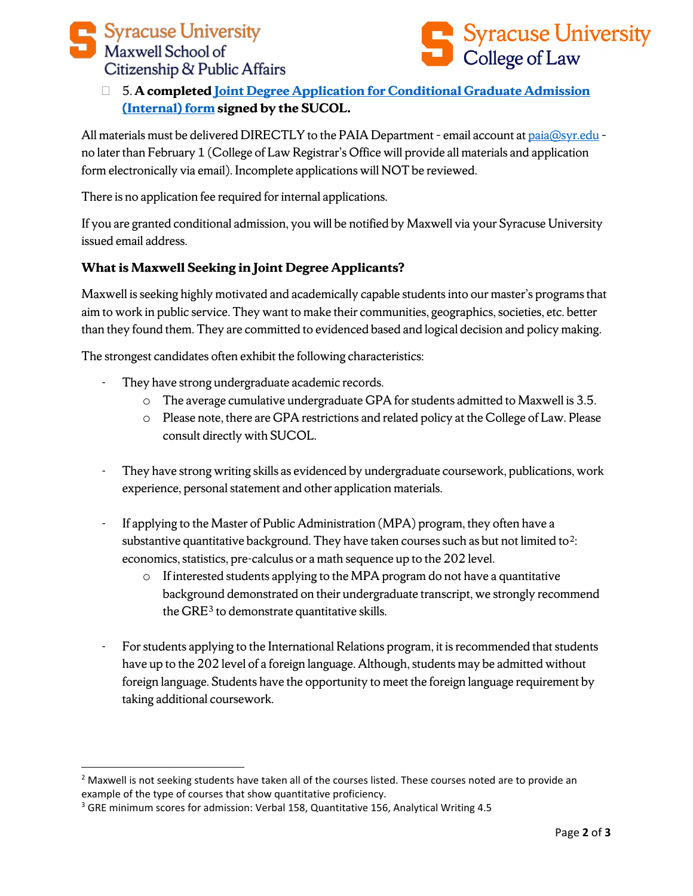- [ ] 5. **A completed Joint Degree Application for Conditional Graduate Admission (Internal) form signed by the SUCOL.**

All materials must be delivered DIRECTLY to the PAIA Department - email account at paia@syr.edu - no later than February 1 (College of Law Registrar's Office will provide all materials and application form electronically via email). Incomplete applications will NOT be reviewed.

There is no application fee required for internal applications.

If you are granted conditional admission, you will be notified by Maxwell via your Syracuse University issued email address.

### What is Maxwell Seeking in Joint Degree Applicants?

Maxwell is seeking highly motivated and academically capable students into our master's programs that aim to work in public service. They want to make their communities, geographics, societies, etc. better than they found them. They are committed to evidenced based and logical decision and policy making.

The strongest candidates often exhibit the following characteristics:

- They have strong undergraduate academic records.
  - The average cumulative undergraduate GPA for students admitted to Maxwell is 3.5.
  - Please note, there are GPA restrictions and related policy at the College of Law. Please consult directly with SUCOL.

- They have strong writing skills as evidenced by undergraduate coursework, publications, work experience, personal statement and other application materials.

- If applying to the Master of Public Administration (MPA) program, they often have a substantive quantitative background. They have taken courses such as but not limited to[2]: economics, statistics, pre-calculus or a math sequence up to the 202 level.
  - If interested students applying to the MPA program do not have a quantitative background demonstrated on their undergraduate transcript, we strongly recommend the GRE[3] to demonstrate quantitative skills.

- For students applying to the International Relations program, it is recommended that students have up to the 202 level of a foreign language. Although, students may be admitted without foreign language. Students have the opportunity to meet the foreign language requirement by taking additional coursework.

---

[2] Maxwell is not seeking students have taken all of the courses listed. These courses noted are to provide an example of the type of courses that show quantitative proficiency.

[3] GRE minimum scores for admission: Verbal 158, Quantitative 156, Analytical Writing 4.5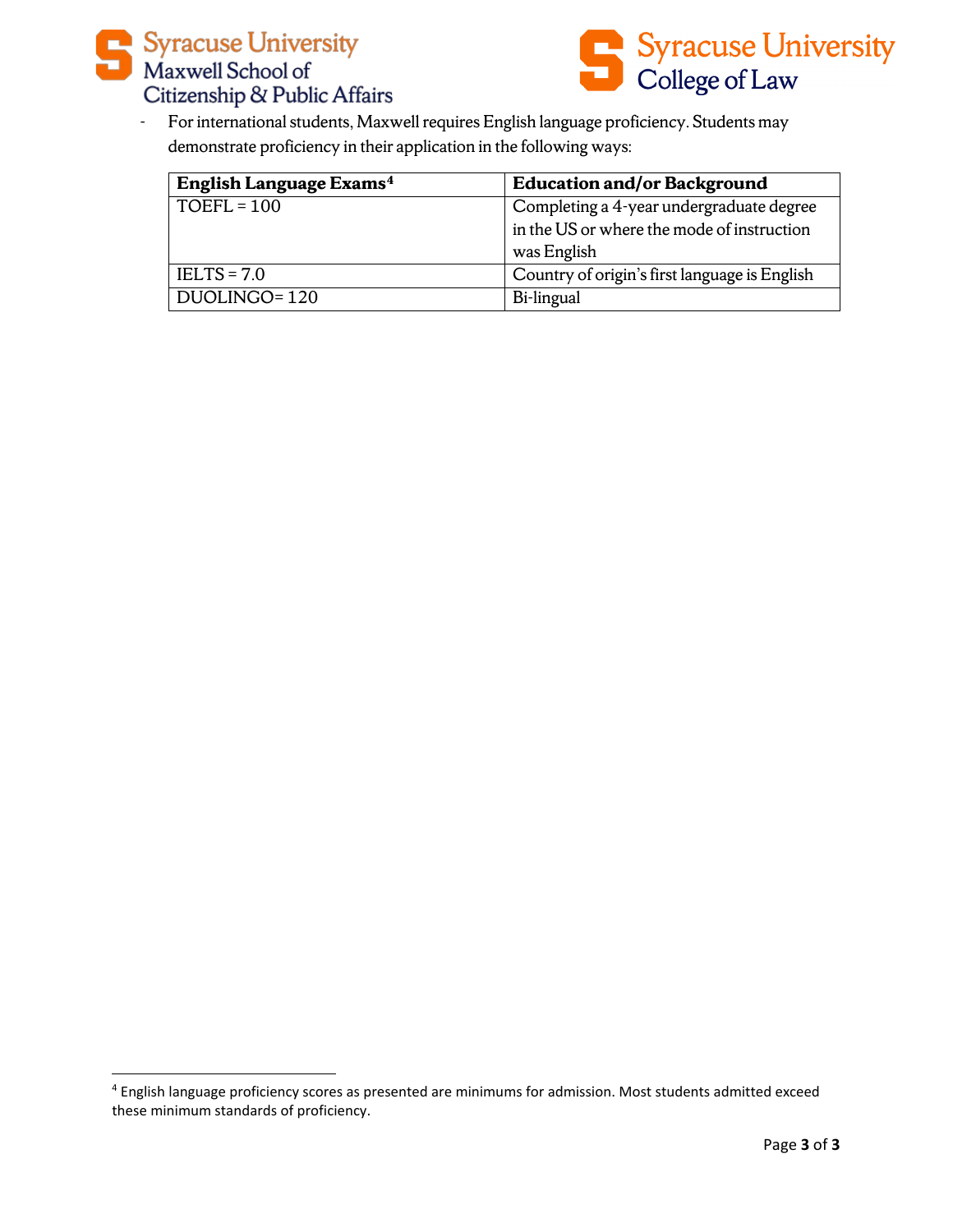- For international students, Maxwell requires English language proficiency. Students may demonstrate proficiency in their application in the following ways:

| English Language Exams[4] | Education and/or Background |
|---|---|
| TOEFL = 100 | Completing a 4-year undergraduate degree in the US or where the mode of instruction was English |
| IELTS = 7.0 | Country of origin's first language is English |
| DUOLINGO= 120 | Bi-lingual |

[4] English language proficiency scores as presented are minimums for admission. Most students admitted exceed these minimum standards of proficiency.